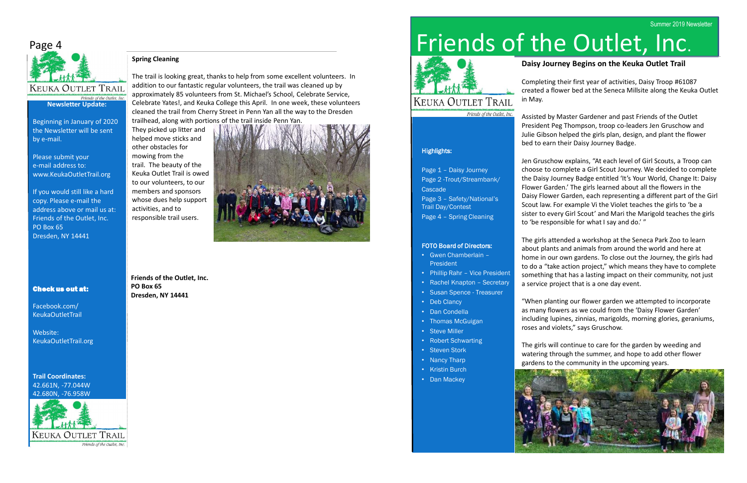# Friends of the Outlet, Inc.

Summer 2019 Newsletter

KEUKA OUTLET TRAIL

*Friends of the Outlet, Inc.*

**Highlights:**

Page 1 – Daisy Journey
Page 2 -Trout/Streambank/Cascade
Page 3 – Safety/National's Trail Day/Contest
Page 4 – Spring Cleaning

**FOTO Board of Directors:**

- Gwen Chamberlain – President
- Phillip Rahr – Vice President
- Rachel Knapton – Secretary
- Susan Spence - Treasurer
- Deb Clancy
- Dan Condella
- Thomas McGuigan
- Steve Miller
- Robert Schwarting
- Steven Stork
- Nancy Tharp
- Kristin Burch
- Dan Mackey

## Daisy Journey Begins on the Keuka Outlet Trail

Completing their first year of activities, Daisy Troop #61087 created a flower bed at the Seneca Millsite along the Keuka Outlet in May.

Assisted by Master Gardener and past Friends of the Outlet President Peg Thompson, troop co-leaders Jen Gruschow and Julie Gibson helped the girls plan, design, and plant the flower bed to earn their Daisy Journey Badge.

Jen Gruschow explains, "At each level of Girl Scouts, a Troop can choose to complete a Girl Scout Journey. We decided to complete the Daisy Journey Badge entitled 'It's Your World, Change It: Daisy Flower Garden.' The girls learned about all the flowers in the Daisy Flower Garden, each representing a different part of the Girl Scout law. For example Vi the Violet teaches the girls to 'be a sister to every Girl Scout' and Mari the Marigold teaches the girls to 'be responsible for what I say and do.' "

The girls attended a workshop at the Seneca Park Zoo to learn about plants and animals from around the world and here at home in our own gardens. To close out the Journey, the girls had to do a "take action project," which means they have to complete something that has a lasting impact on their community, not just a service project that is a one day event.

"When planting our flower garden we attempted to incorporate as many flowers as we could from the 'Daisy Flower Garden' including lupines, zinnias, marigolds, morning glories, geraniums, roses and violets," says Gruschow.

The girls will continue to care for the garden by weeding and watering through the summer, and hope to add other flower gardens to the community in the upcoming years.

---

Page 4

KEUKA OUTLET TRAIL

*Friends of the Outlet, Inc.*

**Newsletter Update:**

Beginning in January of 2020 the Newsletter will be sent by e-mail.

Please submit your e-mail address to: www.KeukaOutletTrail.org

If you would still like a hard copy. Please e-mail the address above or mail us at:
Friends of the Outlet, Inc.
PO Box 65
Dresden, NY 14441

**Check us out at:**

Facebook.com/KeukaOutletTrail

Website: KeukaOutletTrail.org

**Trail Coordinates:**
42.661N, -77.044W
42.680N, -76.958W

## Spring Cleaning

The trail is looking great, thanks to help from some excellent volunteers. In addition to our fantastic regular volunteers, the trail was cleaned up by approximately 85 volunteers from St. Michael's School, Celebrate Service, Celebrate Yates!, and Keuka College this April. In one week, these volunteers cleaned the trail from Cherry Street in Penn Yan all the way to the Dresden trailhead, along with portions of the trail inside Penn Yan. They picked up litter and helped move sticks and other obstacles for mowing from the trail. The beauty of the Keuka Outlet Trail is owed to our volunteers, to our members and sponsors whose dues help support activities, and to responsible trail users.

**Friends of the Outlet, Inc.**
**PO Box 65**
**Dresden, NY 14441**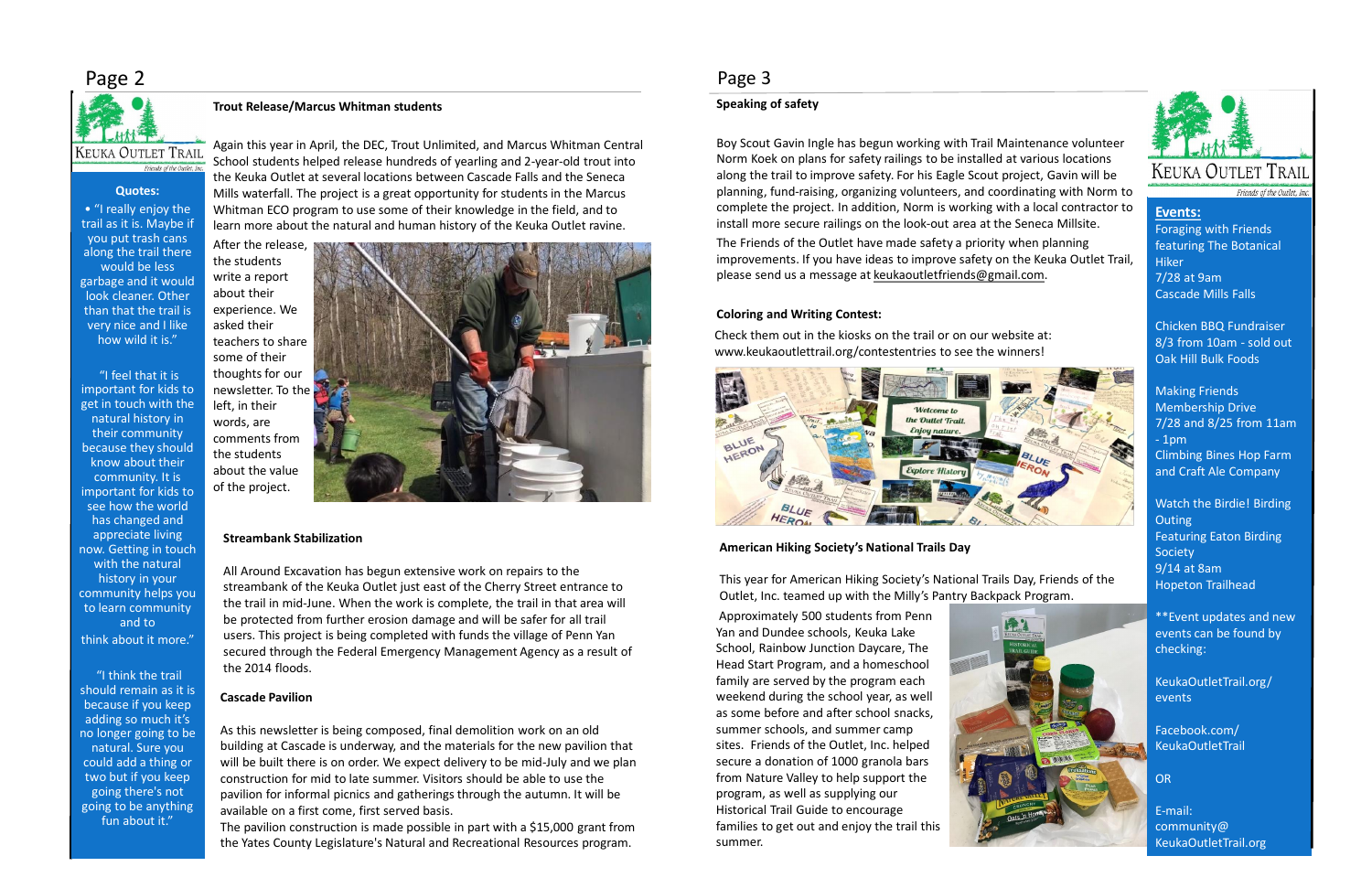## Page 2

KEUKA OUTLET TRAIL
*Friends of the Outlet, Inc.*

**Quotes:**

• "I really enjoy the trail as it is. Maybe if you put trash cans along the trail there would be less garbage and it would look cleaner. Other than that the trail is very nice and I like how wild it is."

"I feel that it is important for kids to get in touch with the natural history in their community because they should know about their community. It is important for kids to see how the world has changed and appreciate living now. Getting in touch with the natural history in your community helps you to learn community and to think about it more."

"I think the trail should remain as it is because if you keep adding so much it's no longer going to be natural. Sure you could add a thing or two but if you keep going there's not going to be anything fun about it."

### Trout Release/Marcus Whitman students

Again this year in April, the DEC, Trout Unlimited, and Marcus Whitman Central School students helped release hundreds of yearling and 2-year-old trout into the Keuka Outlet at several locations between Cascade Falls and the Seneca Mills waterfall. The project is a great opportunity for students in the Marcus Whitman ECO program to use some of their knowledge in the field, and to learn more about the natural and human history of the Keuka Outlet ravine.

After the release, the students write a report about their experience. We asked their teachers to share some of their thoughts for our newsletter. To the left, in their words, are comments from the students about the value of the project.

### Streambank Stabilization

All Around Excavation has begun extensive work on repairs to the streambank of the Keuka Outlet just east of the Cherry Street entrance to the trail in mid-June. When the work is complete, the trail in that area will be protected from further erosion damage and will be safer for all trail users. This project is being completed with funds the village of Penn Yan secured through the Federal Emergency Management Agency as a result of the 2014 floods.

### Cascade Pavilion

As this newsletter is being composed, final demolition work on an old building at Cascade is underway, and the materials for the new pavilion that will be built there is on order. We expect delivery to be mid-July and we plan construction for mid to late summer. Visitors should be able to use the pavilion for informal picnics and gatherings through the autumn. It will be available on a first come, first served basis.

The pavilion construction is made possible in part with a $15,000 grant from the Yates County Legislature's Natural and Recreational Resources program.

## Page 3

### Speaking of safety

Boy Scout Gavin Ingle has begun working with Trail Maintenance volunteer Norm Koek on plans for safety railings to be installed at various locations along the trail to improve safety. For his Eagle Scout project, Gavin will be planning, fund-raising, organizing volunteers, and coordinating with Norm to complete the project. In addition, Norm is working with a local contractor to install more secure railings on the look-out area at the Seneca Millsite.

The Friends of the Outlet have made safety a priority when planning improvements. If you have ideas to improve safety on the Keuka Outlet Trail, please send us a message at keukaoutletfriends@gmail.com.

### Coloring and Writing Contest:

Check them out in the kiosks on the trail or on our website at: www.keukaoutlettrail.org/contestentries to see the winners!

### American Hiking Society's National Trails Day

This year for American Hiking Society's National Trails Day, Friends of the Outlet, Inc. teamed up with the Milly's Pantry Backpack Program.

Approximately 500 students from Penn Yan and Dundee schools, Keuka Lake School, Rainbow Junction Daycare, The Head Start Program, and a homeschool family are served by the program each weekend during the school year, as well as some before and after school snacks, summer schools, and summer camp sites. Friends of the Outlet, Inc. helped secure a donation of 1000 granola bars from Nature Valley to help support the program, as well as supplying our Historical Trail Guide to encourage families to get out and enjoy the trail this summer.

KEUKA OUTLET TRAIL
*Friends of the Outlet, Inc.*

**Events:**

Foraging with Friends featuring The Botanical Hiker
7/28 at 9am
Cascade Mills Falls

Chicken BBQ Fundraiser
8/3 from 10am - sold out
Oak Hill Bulk Foods

Making Friends Membership Drive
7/28 and 8/25 from 11am - 1pm
Climbing Bines Hop Farm and Craft Ale Company

Watch the Birdie! Birding Outing
Featuring Eaton Birding Society
9/14 at 8am
Hopeton Trailhead

**Event updates and new events can be found by checking:

KeukaOutletTrail.org/events

Facebook.com/KeukaOutletTrail

OR

E-mail: community@KeukaOutletTrail.org